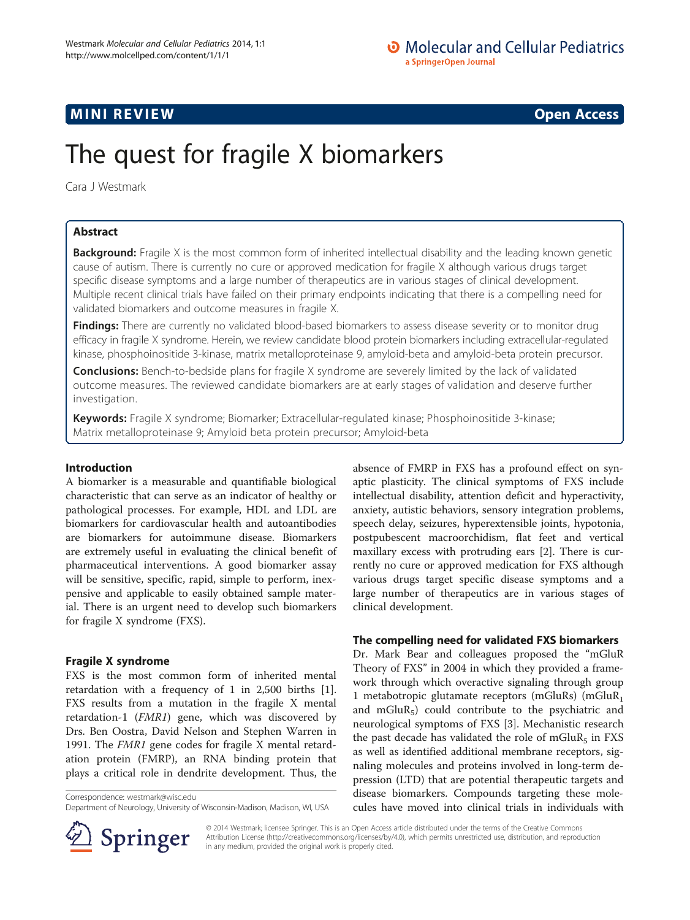MINI REVIEW **Open Access**

# The quest for fragile X biomarkers

Cara J Westmark

## Abstract

**Background:** Fragile X is the most common form of inherited intellectual disability and the leading known genetic cause of autism. There is currently no cure or approved medication for fragile X although various drugs target specific disease symptoms and a large number of therapeutics are in various stages of clinical development. Multiple recent clinical trials have failed on their primary endpoints indicating that there is a compelling need for validated biomarkers and outcome measures in fragile X.

**Findings:** There are currently no validated blood-based biomarkers to assess disease severity or to monitor drug efficacy in fragile X syndrome. Herein, we review candidate blood protein biomarkers including extracellular-regulated kinase, phosphoinositide 3-kinase, matrix metalloproteinase 9, amyloid-beta and amyloid-beta protein precursor.

**Conclusions:** Bench-to-bedside plans for fragile X syndrome are severely limited by the lack of validated outcome measures. The reviewed candidate biomarkers are at early stages of validation and deserve further investigation.

**Keywords:** Fragile X syndrome; Biomarker; Extracellular-regulated kinase; Phosphoinositide 3-kinase; Matrix metalloproteinase 9; Amyloid beta protein precursor; Amyloid-beta

## Introduction

A biomarker is a measurable and quantifiable biological characteristic that can serve as an indicator of healthy or pathological processes. For example, HDL and LDL are biomarkers for cardiovascular health and autoantibodies are biomarkers for autoimmune disease. Biomarkers are extremely useful in evaluating the clinical benefit of pharmaceutical interventions. A good biomarker assay will be sensitive, specific, rapid, simple to perform, inexpensive and applicable to easily obtained sample material. There is an urgent need to develop such biomarkers for fragile X syndrome (FXS).

## Fragile X syndrome

FXS is the most common form of inherited mental retardation with a frequency of 1 in 2,500 births [1]. FXS results from a mutation in the fragile X mental retardation-1 (*FMR1*) gene, which was discovered by Drs. Ben Oostra, David Nelson and Stephen Warren in 1991. The *FMR1* gene codes for fragile X mental retardation protein (FMRP), an RNA binding protein that plays a critical role in dendrite development. Thus, the absence of FMRP in FXS has a profound effect on synaptic plasticity. The clinical symptoms of FXS include intellectual disability, attention deficit and hyperactivity, anxiety, autistic behaviors, sensory integration problems, speech delay, seizures, hyperextensible joints, hypotonia, postpubescent macroorchidism, flat feet and vertical maxillary excess with protruding ears [2]. There is currently no cure or approved medication for FXS although various drugs target specific disease symptoms and a large number of therapeutics are in various stages of clinical development.

## The compelling need for validated FXS biomarkers

Dr. Mark Bear and colleagues proposed the "mGluR Theory of FXS" in 2004 in which they provided a framework through which overactive signaling through group 1 metabotropic glutamate receptors (mGluRs) ($mGluR_1$ and $mGluR_5$) could contribute to the psychiatric and neurological symptoms of FXS [3]. Mechanistic research the past decade has validated the role of $mGluR_5$ in FXS as well as identified additional membrane receptors, signaling molecules and proteins involved in long-term depression (LTD) that are potential therapeutic targets and disease biomarkers. Compounds targeting these molecules have moved into clinical trials in individuals with

Correspondence: westmark@wisc.edu
Department of Neurology, University of Wisconsin-Madison, Madison, WI, USA

© 2014 Westmark; licensee Springer. This is an Open Access article distributed under the terms of the Creative Commons Attribution License (http://creativecommons.org/licenses/by/4.0), which permits unrestricted use, distribution, and reproduction in any medium, provided the original work is properly cited.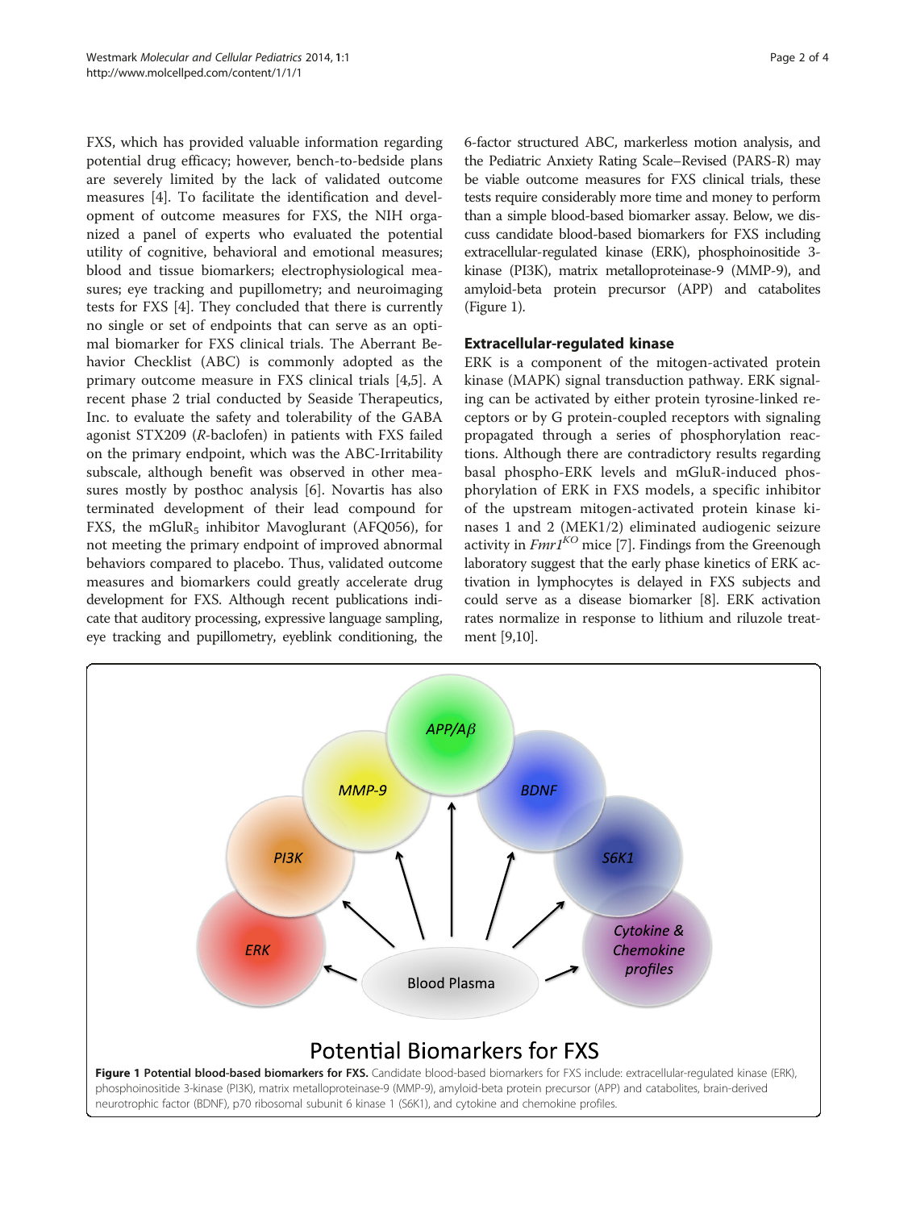FXS, which has provided valuable information regarding potential drug efficacy; however, bench-to-bedside plans are severely limited by the lack of validated outcome measures [4]. To facilitate the identification and development of outcome measures for FXS, the NIH organized a panel of experts who evaluated the potential utility of cognitive, behavioral and emotional measures; blood and tissue biomarkers; electrophysiological measures; eye tracking and pupillometry; and neuroimaging tests for FXS [4]. They concluded that there is currently no single or set of endpoints that can serve as an optimal biomarker for FXS clinical trials. The Aberrant Behavior Checklist (ABC) is commonly adopted as the primary outcome measure in FXS clinical trials [4,5]. A recent phase 2 trial conducted by Seaside Therapeutics, Inc. to evaluate the safety and tolerability of the GABA agonist STX209 (*R*-baclofen) in patients with FXS failed on the primary endpoint, which was the ABC-Irritability subscale, although benefit was observed in other measures mostly by posthoc analysis [6]. Novartis has also terminated development of their lead compound for FXS, the $mGluR_5$ inhibitor Mavoglurant (AFQ056), for not meeting the primary endpoint of improved abnormal behaviors compared to placebo. Thus, validated outcome measures and biomarkers could greatly accelerate drug development for FXS. Although recent publications indicate that auditory processing, expressive language sampling, eye tracking and pupillometry, eyeblink conditioning, the 6-factor structured ABC, markerless motion analysis, and the Pediatric Anxiety Rating Scale–Revised (PARS-R) may be viable outcome measures for FXS clinical trials, these tests require considerably more time and money to perform than a simple blood-based biomarker assay. Below, we discuss candidate blood-based biomarkers for FXS including extracellular-regulated kinase (ERK), phosphoinositide 3-kinase (PI3K), matrix metalloproteinase-9 (MMP-9), and amyloid-beta protein precursor (APP) and catabolites (Figure 1).

## Extracellular-regulated kinase

ERK is a component of the mitogen-activated protein kinase (MAPK) signal transduction pathway. ERK signaling can be activated by either protein tyrosine-linked receptors or by G protein-coupled receptors with signaling propagated through a series of phosphorylation reactions. Although there are contradictory results regarding basal phospho-ERK levels and mGluR-induced phosphorylation of ERK in FXS models, a specific inhibitor of the upstream mitogen-activated protein kinase kinases 1 and 2 (MEK1/2) eliminated audiogenic seizure activity in $Fmr1^{KO}$ mice [7]. Findings from the Greenough laboratory suggest that the early phase kinetics of ERK activation in lymphocytes is delayed in FXS subjects and could serve as a disease biomarker [8]. ERK activation rates normalize in response to lithium and riluzole treatment [9,10].

**Figure 1 Potential blood-based biomarkers for FXS.** Candidate blood-based biomarkers for FXS include: extracellular-regulated kinase (ERK), phosphoinositide 3-kinase (PI3K), matrix metalloproteinase-9 (MMP-9), amyloid-beta protein precursor (APP) and catabolites, brain-derived neurotrophic factor (BDNF), p70 ribosomal subunit 6 kinase 1 (S6K1), and cytokine and chemokine profiles.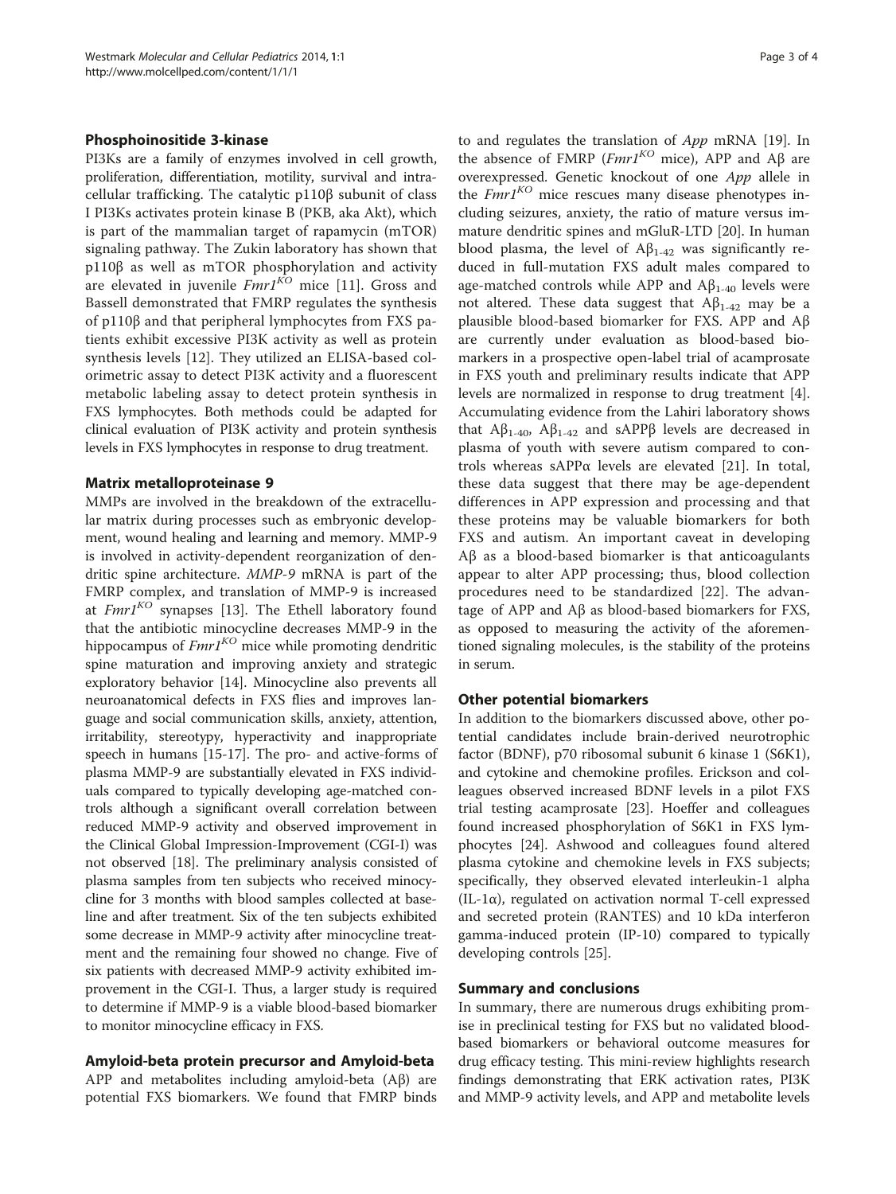### Phosphoinositide 3-kinase

PI3Ks are a family of enzymes involved in cell growth, proliferation, differentiation, motility, survival and intracellular trafficking. The catalytic p110β subunit of class I PI3Ks activates protein kinase B (PKB, aka Akt), which is part of the mammalian target of rapamycin (mTOR) signaling pathway. The Zukin laboratory has shown that p110β as well as mTOR phosphorylation and activity are elevated in juvenile $Fmr1^{KO}$ mice [11]. Gross and Bassell demonstrated that FMRP regulates the synthesis of p110β and that peripheral lymphocytes from FXS patients exhibit excessive PI3K activity as well as protein synthesis levels [12]. They utilized an ELISA-based colorimetric assay to detect PI3K activity and a fluorescent metabolic labeling assay to detect protein synthesis in FXS lymphocytes. Both methods could be adapted for clinical evaluation of PI3K activity and protein synthesis levels in FXS lymphocytes in response to drug treatment.

### Matrix metalloproteinase 9

MMPs are involved in the breakdown of the extracellular matrix during processes such as embryonic development, wound healing and learning and memory. MMP-9 is involved in activity-dependent reorganization of dendritic spine architecture. *MMP-9* mRNA is part of the FMRP complex, and translation of MMP-9 is increased at $Fmr1^{KO}$ synapses [13]. The Ethell laboratory found that the antibiotic minocycline decreases MMP-9 in the hippocampus of $Fmr1^{KO}$ mice while promoting dendritic spine maturation and improving anxiety and strategic exploratory behavior [14]. Minocycline also prevents all neuroanatomical defects in FXS flies and improves language and social communication skills, anxiety, attention, irritability, stereotypy, hyperactivity and inappropriate speech in humans [15-17]. The pro- and active-forms of plasma MMP-9 are substantially elevated in FXS individuals compared to typically developing age-matched controls although a significant overall correlation between reduced MMP-9 activity and observed improvement in the Clinical Global Impression-Improvement (CGI-I) was not observed [18]. The preliminary analysis consisted of plasma samples from ten subjects who received minocycline for 3 months with blood samples collected at baseline and after treatment. Six of the ten subjects exhibited some decrease in MMP-9 activity after minocycline treatment and the remaining four showed no change. Five of six patients with decreased MMP-9 activity exhibited improvement in the CGI-I. Thus, a larger study is required to determine if MMP-9 is a viable blood-based biomarker to monitor minocycline efficacy in FXS.

### Amyloid-beta protein precursor and Amyloid-beta

APP and metabolites including amyloid-beta (Aβ) are potential FXS biomarkers. We found that FMRP binds to and regulates the translation of *App* mRNA [19]. In the absence of FMRP ($Fmr1^{KO}$ mice), APP and Aβ are overexpressed. Genetic knockout of one *App* allele in the $Fmr1^{KO}$ mice rescues many disease phenotypes including seizures, anxiety, the ratio of mature versus immature dendritic spines and mGluR-LTD [20]. In human blood plasma, the level of $A\beta_{1\text{-}42}$ was significantly reduced in full-mutation FXS adult males compared to age-matched controls while APP and $A\beta_{1\text{-}40}$ levels were not altered. These data suggest that $A\beta_{1\text{-}42}$ may be a plausible blood-based biomarker for FXS. APP and Aβ are currently under evaluation as blood-based biomarkers in a prospective open-label trial of acamprosate in FXS youth and preliminary results indicate that APP levels are normalized in response to drug treatment [4]. Accumulating evidence from the Lahiri laboratory shows that $A\beta_{1\text{-}40}$, $A\beta_{1\text{-}42}$ and sAPPβ levels are decreased in plasma of youth with severe autism compared to controls whereas sAPPα levels are elevated [21]. In total, these data suggest that there may be age-dependent differences in APP expression and processing and that these proteins may be valuable biomarkers for both FXS and autism. An important caveat in developing Aβ as a blood-based biomarker is that anticoagulants appear to alter APP processing; thus, blood collection procedures need to be standardized [22]. The advantage of APP and Aβ as blood-based biomarkers for FXS, as opposed to measuring the activity of the aforementioned signaling molecules, is the stability of the proteins in serum.

### Other potential biomarkers

In addition to the biomarkers discussed above, other potential candidates include brain-derived neurotrophic factor (BDNF), p70 ribosomal subunit 6 kinase 1 (S6K1), and cytokine and chemokine profiles. Erickson and colleagues observed increased BDNF levels in a pilot FXS trial testing acamprosate [23]. Hoeffer and colleagues found increased phosphorylation of S6K1 in FXS lymphocytes [24]. Ashwood and colleagues found altered plasma cytokine and chemokine levels in FXS subjects; specifically, they observed elevated interleukin-1 alpha (IL-1α), regulated on activation normal T-cell expressed and secreted protein (RANTES) and 10 kDa interferon gamma-induced protein (IP-10) compared to typically developing controls [25].

### Summary and conclusions

In summary, there are numerous drugs exhibiting promise in preclinical testing for FXS but no validated blood-based biomarkers or behavioral outcome measures for drug efficacy testing. This mini-review highlights research findings demonstrating that ERK activation rates, PI3K and MMP-9 activity levels, and APP and metabolite levels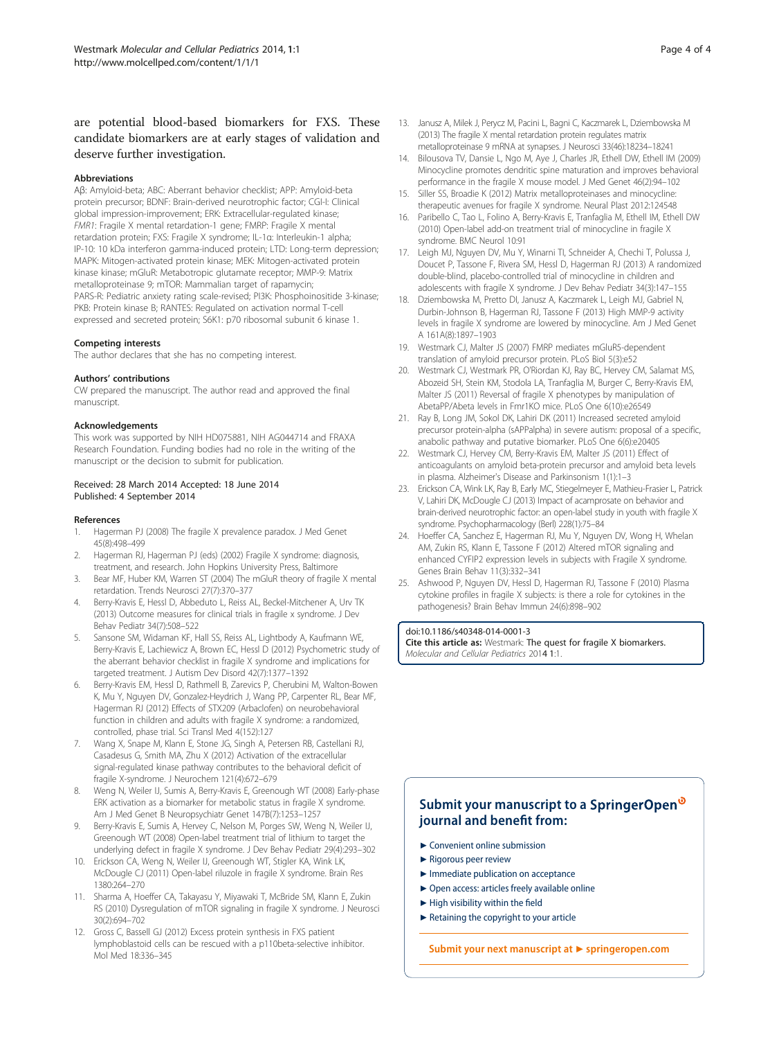are potential blood-based biomarkers for FXS. These candidate biomarkers are at early stages of validation and deserve further investigation.

#### Abbreviations

Aβ: Amyloid-beta; ABC: Aberrant behavior checklist; APP: Amyloid-beta protein precursor; BDNF: Brain-derived neurotrophic factor; CGI-I: Clinical global impression-improvement; ERK: Extracellular-regulated kinase; *FMR1*: Fragile X mental retardation-1 gene; FMRP: Fragile X mental retardation protein; FXS: Fragile X syndrome; IL-1α: Interleukin-1 alpha; IP-10: 10 kDa interferon gamma-induced protein; LTD: Long-term depression; MAPK: Mitogen-activated protein kinase; MEK: Mitogen-activated protein kinase kinase; mGluR: Metabotropic glutamate receptor; MMP-9: Matrix metalloproteinase 9; mTOR: Mammalian target of rapamycin; PARS-R: Pediatric anxiety rating scale-revised; PI3K: Phosphoinositide 3-kinase; PKB: Protein kinase B; RANTES: Regulated on activation normal T-cell expressed and secreted protein; S6K1: p70 ribosomal subunit 6 kinase 1.

#### Competing interests

The author declares that she has no competing interest.

#### Authors' contributions

CW prepared the manuscript. The author read and approved the final manuscript.

#### Acknowledgements

This work was supported by NIH HD075881, NIH AG044714 and FRAXA Research Foundation. Funding bodies had no role in the writing of the manuscript or the decision to submit for publication.

Received: 28 March 2014 Accepted: 18 June 2014
Published: 4 September 2014

#### References

1. Hagerman PJ (2008) The fragile X prevalence paradox. J Med Genet 45(8):498–499
2. Hagerman RJ, Hagerman PJ (eds) (2002) Fragile X syndrome: diagnosis, treatment, and research. John Hopkins University Press, Baltimore
3. Bear MF, Huber KM, Warren ST (2004) The mGluR theory of fragile X mental retardation. Trends Neurosci 27(7):370–377
4. Berry-Kravis E, Hessl D, Abbeduto L, Reiss AL, Beckel-Mitchener A, Urv TK (2013) Outcome measures for clinical trials in fragile x syndrome. J Dev Behav Pediatr 34(7):508–522
5. Sansone SM, Widaman KF, Hall SS, Reiss AL, Lightbody A, Kaufmann WE, Berry-Kravis E, Lachiewicz A, Brown EC, Hessl D (2012) Psychometric study of the aberrant behavior checklist in fragile X syndrome and implications for targeted treatment. J Autism Dev Disord 42(7):1377–1392
6. Berry-Kravis EM, Hessl D, Rathmell B, Zarevics P, Cherubini M, Walton-Bowen K, Mu Y, Nguyen DV, Gonzalez-Heydrich J, Wang PP, Carpenter RL, Bear MF, Hagerman RJ (2012) Effects of STX209 (Arbaclofen) on neurobehavioral function in children and adults with fragile X syndrome: a randomized, controlled, phase trial. Sci Transl Med 4(152):127
7. Wang X, Snape M, Klann E, Stone JG, Singh A, Petersen RB, Castellani RJ, Casadesus G, Smith MA, Zhu X (2012) Activation of the extracellular signal-regulated kinase pathway contributes to the behavioral deficit of fragile X-syndrome. J Neurochem 121(4):672–679
8. Weng N, Weiler IJ, Sumis A, Berry-Kravis E, Greenough WT (2008) Early-phase ERK activation as a biomarker for metabolic status in fragile X syndrome. Am J Med Genet B Neuropsychiatr Genet 147B(7):1253–1257
9. Berry-Kravis E, Sumis A, Hervey C, Nelson M, Porges SW, Weng N, Weiler IJ, Greenough WT (2008) Open-label treatment trial of lithium to target the underlying defect in fragile X syndrome. J Dev Behav Pediatr 29(4):293–302
10. Erickson CA, Weng N, Weiler IJ, Greenough WT, Stigler KA, Wink LK, McDougle CJ (2011) Open-label riluzole in fragile X syndrome. Brain Res 1380:264–270
11. Sharma A, Hoeffer CA, Takayasu Y, Miyawaki T, McBride SM, Klann E, Zukin RS (2010) Dysregulation of mTOR signaling in fragile X syndrome. J Neurosci 30(2):694–702
12. Gross C, Bassell GJ (2012) Excess protein synthesis in FXS patient lymphoblastoid cells can be rescued with a p110beta-selective inhibitor. Mol Med 18:336–345
13. Janusz A, Milek J, Perycz M, Pacini L, Bagni C, Kaczmarek L, Dziembowska M (2013) The fragile X mental retardation protein regulates matrix metalloproteinase 9 mRNA at synapses. J Neurosci 33(46):18234–18241
14. Bilousova TV, Dansie L, Ngo M, Aye J, Charles JR, Ethell DW, Ethell IM (2009) Minocycline promotes dendritic spine maturation and improves behavioral performance in the fragile X mouse model. J Med Genet 46(2):94–102
15. Siller SS, Broadie K (2012) Matrix metalloproteinases and minocycline: therapeutic avenues for fragile X syndrome. Neural Plast 2012:124548
16. Paribello C, Tao L, Folino A, Berry-Kravis E, Tranfaglia M, Ethell IM, Ethell DW (2010) Open-label add-on treatment trial of minocycline in fragile X syndrome. BMC Neurol 10:91
17. Leigh MJ, Nguyen DV, Mu Y, Winarni TI, Schneider A, Chechi T, Polussa J, Doucet P, Tassone F, Rivera SM, Hessl D, Hagerman RJ (2013) A randomized double-blind, placebo-controlled trial of minocycline in children and adolescents with fragile X syndrome. J Dev Behav Pediatr 34(3):147–155
18. Dziembowska M, Pretto DI, Janusz A, Kaczmarek L, Leigh MJ, Gabriel N, Durbin-Johnson B, Hagerman RJ, Tassone F (2013) High MMP-9 activity levels in fragile X syndrome are lowered by minocycline. Am J Med Genet A 161A(8):1897–1903
19. Westmark CJ, Malter JS (2007) FMRP mediates mGluR5-dependent translation of amyloid precursor protein. PLoS Biol 5(3):e52
20. Westmark CJ, Westmark PR, O'Riordan KJ, Ray BC, Hervey CM, Salamat MS, Abozeid SH, Stein KM, Stodola LA, Tranfaglia M, Burger C, Berry-Kravis EM, Malter JS (2011) Reversal of fragile X phenotypes by manipulation of AbetaPP/Abeta levels in Fmr1KO mice. PLoS One 6(10):e26549
21. Ray B, Long JM, Sokol DK, Lahiri DK (2011) Increased secreted amyloid precursor protein-alpha (sAPPalpha) in severe autism: proposal of a specific, anabolic pathway and putative biomarker. PLoS One 6(6):e20405
22. Westmark CJ, Hervey CM, Berry-Kravis EM, Malter JS (2011) Effect of anticoagulants on amyloid beta-protein precursor and amyloid beta levels in plasma. Alzheimer's Disease and Parkinsonism 1(1):1–3
23. Erickson CA, Wink LK, Ray B, Early MC, Stiegelmeyer E, Mathieu-Frasier L, Patrick V, Lahiri DK, McDougle CJ (2013) Impact of acamprosate on behavior and brain-derived neurotrophic factor: an open-label study in youth with fragile X syndrome. Psychopharmacology (Berl) 228(1):75–84
24. Hoeffer CA, Sanchez E, Hagerman RJ, Mu Y, Nguyen DV, Wong H, Whelan AM, Zukin RS, Klann E, Tassone F (2012) Altered mTOR signaling and enhanced CYFIP2 expression levels in subjects with Fragile X syndrome. Genes Brain Behav 11(3):332–341
25. Ashwood P, Nguyen DV, Hessl D, Hagerman RJ, Tassone F (2010) Plasma cytokine profiles in fragile X subjects: is there a role for cytokines in the pathogenesis? Brain Behav Immun 24(6):898–902

doi:10.1186/s40348-014-0001-3
**Cite this article as:** Westmark: The quest for fragile X biomarkers. *Molecular and Cellular Pediatrics* 2014 1:1.

**Submit your manuscript to a SpringerOpen journal and benefit from:**

- ► Convenient online submission
- ► Rigorous peer review
- ► Immediate publication on acceptance
- ► Open access: articles freely available online
- ► High visibility within the field
- ► Retaining the copyright to your article

**Submit your next manuscript at ► springeropen.com**